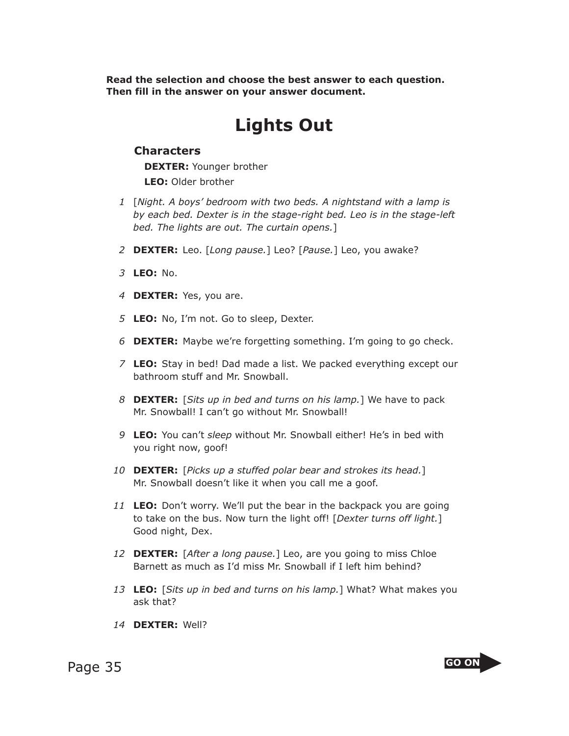**Read the selection and choose the best answer to each question. Then fill in the answer on your answer document.**

# Lights Out

## Characters

**DEXTER:** Younger brother

**LEO:** Older brother

1 [*Night. A boys' bedroom with two beds. A nightstand with a lamp is by each bed. Dexter is in the stage-right bed. Leo is in the stage-left bed. The lights are out. The curtain opens.*]

2 **DEXTER:** Leo. [*Long pause.*] Leo? [*Pause.*] Leo, you awake?

3 **LEO:** No.

4 **DEXTER:** Yes, you are.

5 **LEO:** No, I'm not. Go to sleep, Dexter.

6 **DEXTER:** Maybe we're forgetting something. I'm going to go check.

7 **LEO:** Stay in bed! Dad made a list. We packed everything except our bathroom stuff and Mr. Snowball.

8 **DEXTER:** [*Sits up in bed and turns on his lamp.*] We have to pack Mr. Snowball! I can't go without Mr. Snowball!

9 **LEO:** You can't *sleep* without Mr. Snowball either! He's in bed with you right now, goof!

10 **DEXTER:** [*Picks up a stuffed polar bear and strokes its head.*] Mr. Snowball doesn't like it when you call me a goof.

11 **LEO:** Don't worry. We'll put the bear in the backpack you are going to take on the bus. Now turn the light off! [*Dexter turns off light.*] Good night, Dex.

12 **DEXTER:** [*After a long pause.*] Leo, are you going to miss Chloe Barnett as much as I'd miss Mr. Snowball if I left him behind?

13 **LEO:** [*Sits up in bed and turns on his lamp.*] What? What makes you ask that?

14 **DEXTER:** Well?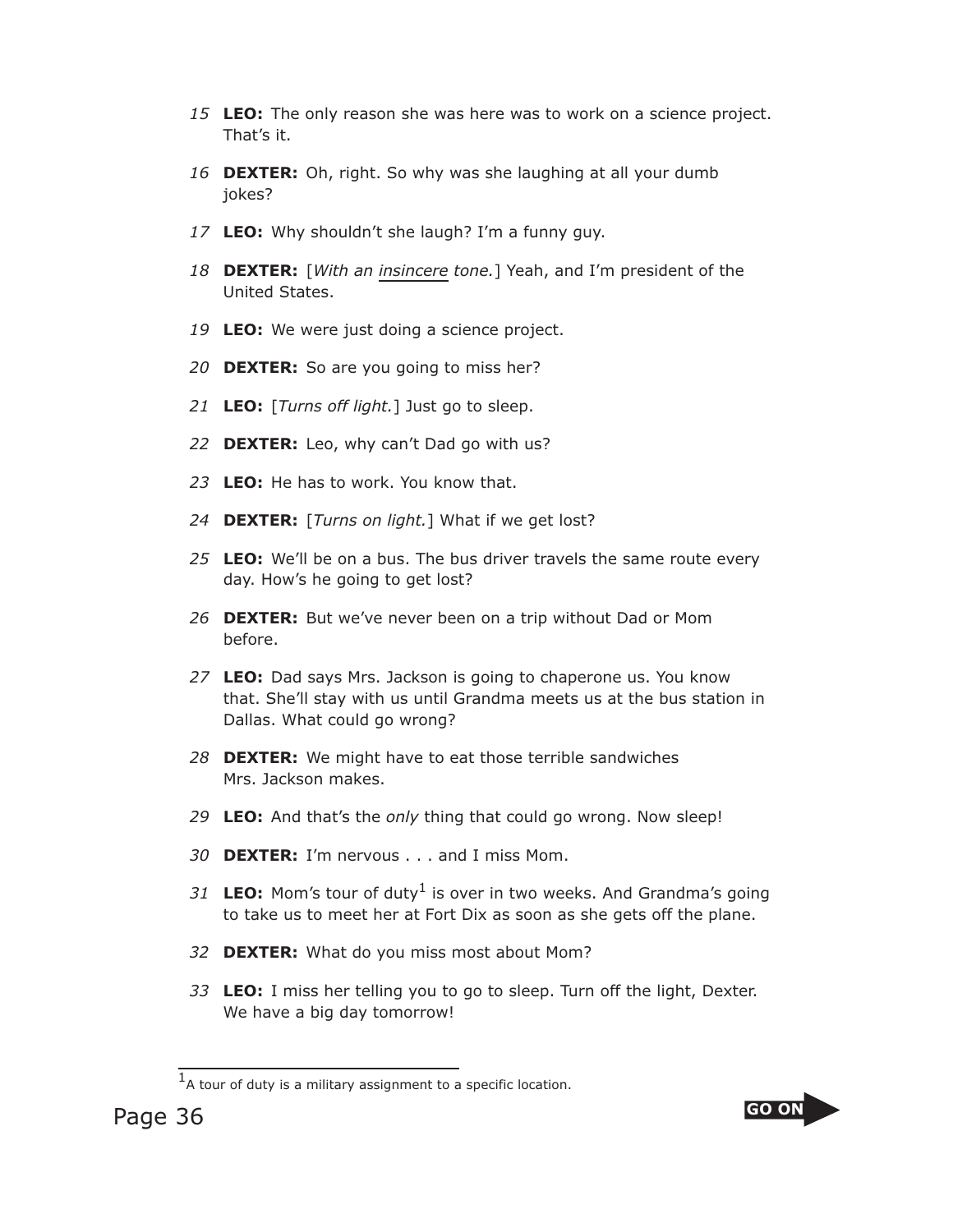15 **LEO:** The only reason she was here was to work on a science project. That's it.

16 **DEXTER:** Oh, right. So why was she laughing at all your dumb jokes?

17 **LEO:** Why shouldn't she laugh? I'm a funny guy.

18 **DEXTER:** [*With an* *insincere* *tone.*] Yeah, and I'm president of the United States.

19 **LEO:** We were just doing a science project.

20 **DEXTER:** So are you going to miss her?

21 **LEO:** [*Turns off light.*] Just go to sleep.

22 **DEXTER:** Leo, why can't Dad go with us?

23 **LEO:** He has to work. You know that.

24 **DEXTER:** [*Turns on light.*] What if we get lost?

25 **LEO:** We'll be on a bus. The bus driver travels the same route every day. How's he going to get lost?

26 **DEXTER:** But we've never been on a trip without Dad or Mom before.

27 **LEO:** Dad says Mrs. Jackson is going to chaperone us. You know that. She'll stay with us until Grandma meets us at the bus station in Dallas. What could go wrong?

28 **DEXTER:** We might have to eat those terrible sandwiches Mrs. Jackson makes.

29 **LEO:** And that's the *only* thing that could go wrong. Now sleep!

30 **DEXTER:** I'm nervous . . . and I miss Mom.

31 **LEO:** Mom's tour of duty[1] is over in two weeks. And Grandma's going to take us to meet her at Fort Dix as soon as she gets off the plane.

32 **DEXTER:** What do you miss most about Mom?

33 **LEO:** I miss her telling you to go to sleep. Turn off the light, Dexter. We have a big day tomorrow!

---

[1] A tour of duty is a military assignment to a specific location.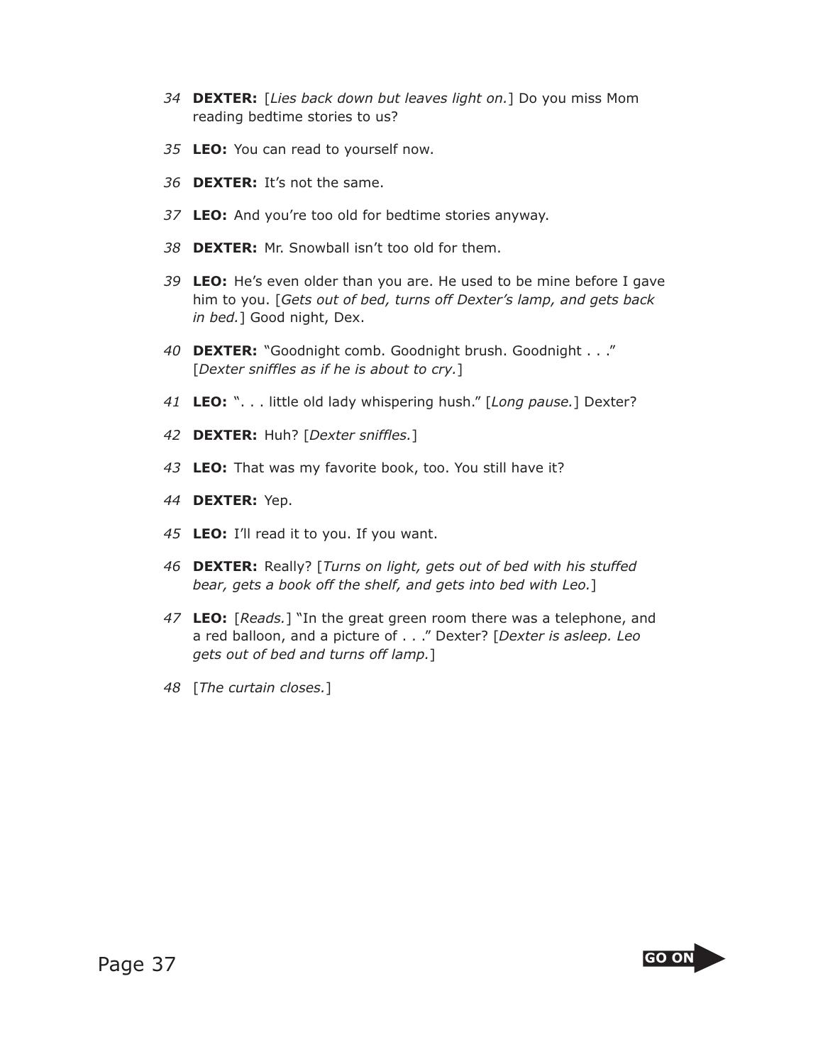*34* **DEXTER:** [*Lies back down but leaves light on.*] Do you miss Mom reading bedtime stories to us?

*35* **LEO:** You can read to yourself now.

*36* **DEXTER:** It's not the same.

*37* **LEO:** And you're too old for bedtime stories anyway.

*38* **DEXTER:** Mr. Snowball isn't too old for them.

*39* **LEO:** He's even older than you are. He used to be mine before I gave him to you. [*Gets out of bed, turns off Dexter's lamp, and gets back in bed.*] Good night, Dex.

*40* **DEXTER:** "Goodnight comb. Goodnight brush. Goodnight . . ." [*Dexter sniffles as if he is about to cry.*]

*41* **LEO:** ". . . little old lady whispering hush." [*Long pause.*] Dexter?

*42* **DEXTER:** Huh? [*Dexter sniffles.*]

*43* **LEO:** That was my favorite book, too. You still have it?

*44* **DEXTER:** Yep.

*45* **LEO:** I'll read it to you. If you want.

*46* **DEXTER:** Really? [*Turns on light, gets out of bed with his stuffed bear, gets a book off the shelf, and gets into bed with Leo.*]

*47* **LEO:** [*Reads.*] "In the great green room there was a telephone, and a red balloon, and a picture of . . ." Dexter? [*Dexter is asleep. Leo gets out of bed and turns off lamp.*]

*48* [*The curtain closes.*]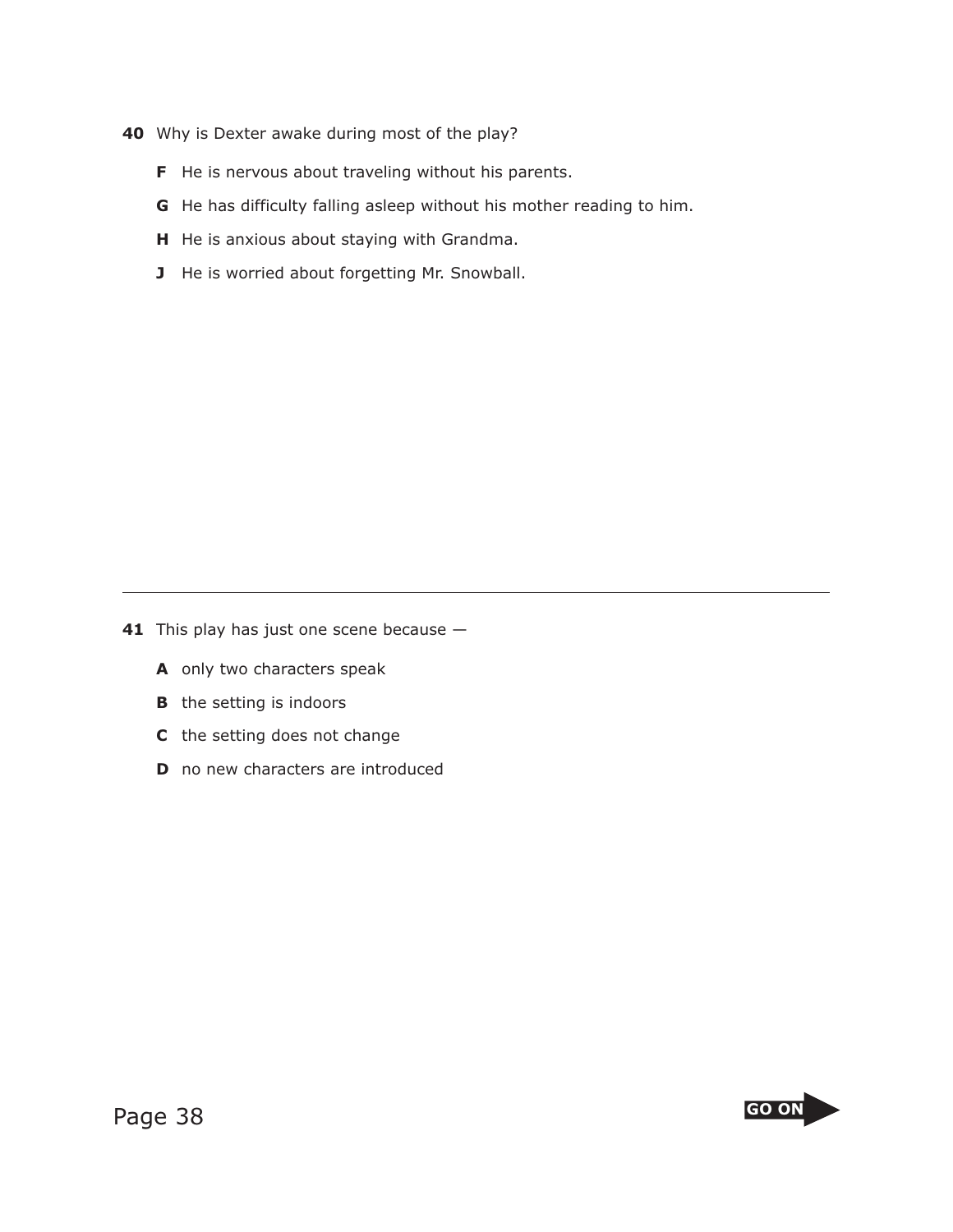**40** Why is Dexter awake during most of the play?

- **F** He is nervous about traveling without his parents.
- **G** He has difficulty falling asleep without his mother reading to him.
- **H** He is anxious about staying with Grandma.
- **J** He is worried about forgetting Mr. Snowball.

---

**41** This play has just one scene because —

- **A** only two characters speak
- **B** the setting is indoors
- **C** the setting does not change
- **D** no new characters are introduced

GO ON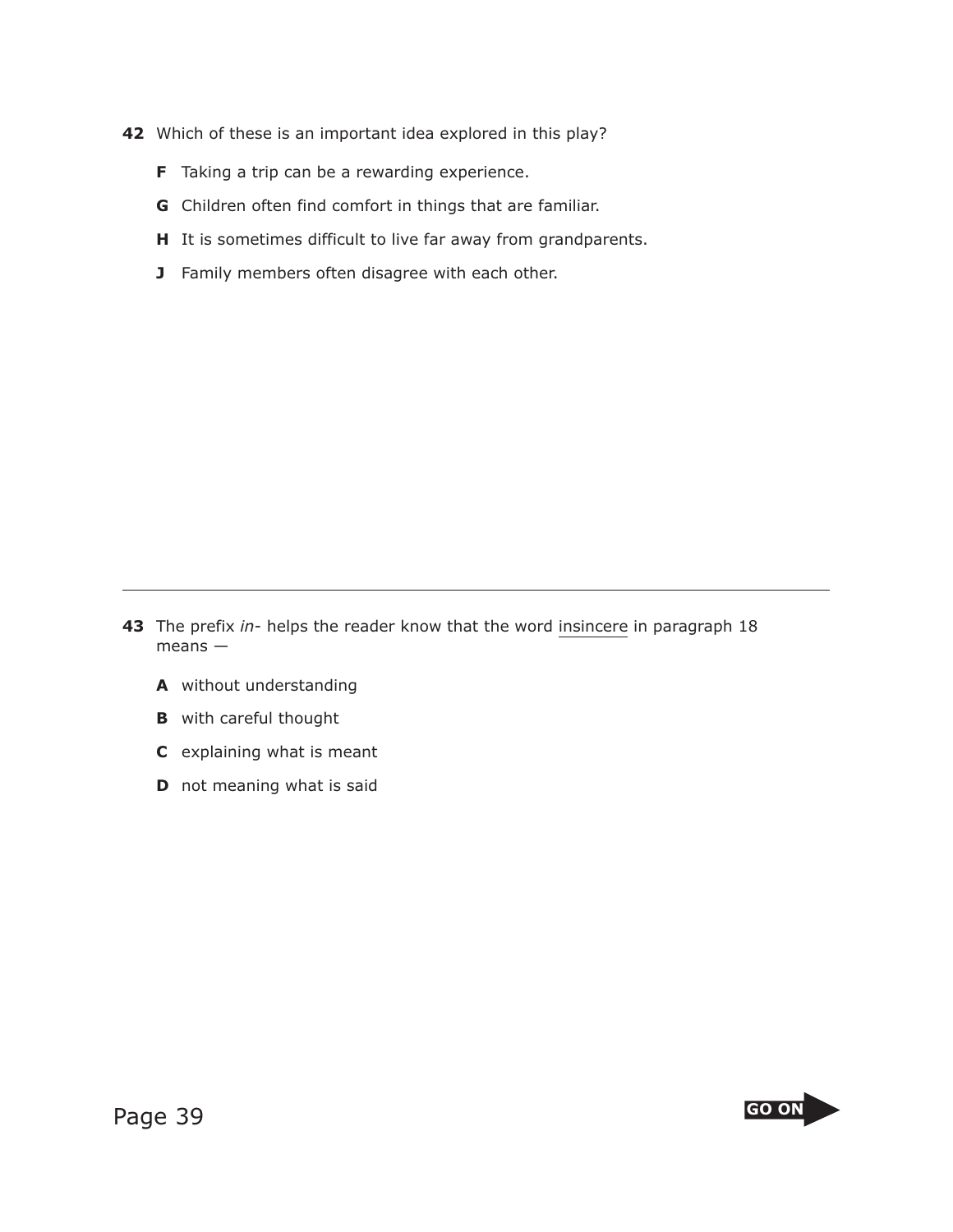**42** Which of these is an important idea explored in this play?

**F** Taking a trip can be a rewarding experience.

**G** Children often find comfort in things that are familiar.

**H** It is sometimes difficult to live far away from grandparents.

**J** Family members often disagree with each other.

---

**43** The prefix *in*- helps the reader know that the word insincere in paragraph 18 means —

**A** without understanding

**B** with careful thought

**C** explaining what is meant

**D** not meaning what is said

**GO ON**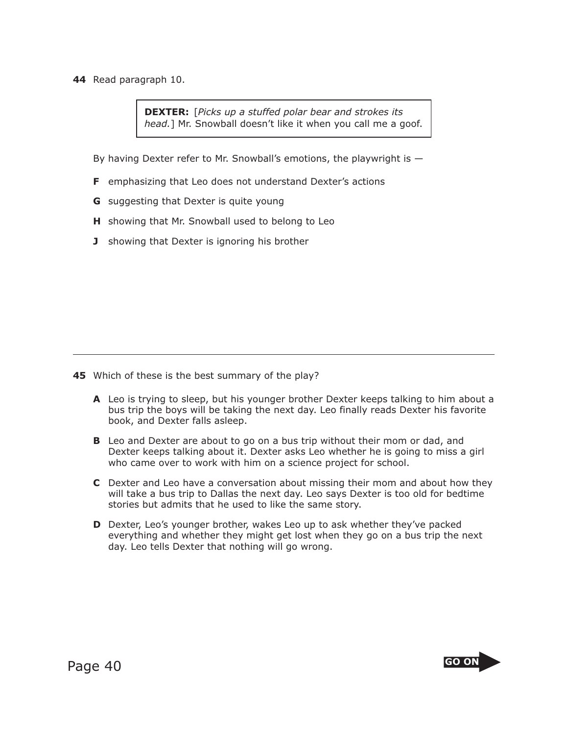**44** Read paragraph 10.

> **DEXTER:** [*Picks up a stuffed polar bear and strokes its head.*] Mr. Snowball doesn't like it when you call me a goof.

By having Dexter refer to Mr. Snowball's emotions, the playwright is —

**F** emphasizing that Leo does not understand Dexter's actions

**G** suggesting that Dexter is quite young

**H** showing that Mr. Snowball used to belong to Leo

**J** showing that Dexter is ignoring his brother

---

**45** Which of these is the best summary of the play?

**A** Leo is trying to sleep, but his younger brother Dexter keeps talking to him about a bus trip the boys will be taking the next day. Leo finally reads Dexter his favorite book, and Dexter falls asleep.

**B** Leo and Dexter are about to go on a bus trip without their mom or dad, and Dexter keeps talking about it. Dexter asks Leo whether he is going to miss a girl who came over to work with him on a science project for school.

**C** Dexter and Leo have a conversation about missing their mom and about how they will take a bus trip to Dallas the next day. Leo says Dexter is too old for bedtime stories but admits that he used to like the same story.

**D** Dexter, Leo's younger brother, wakes Leo up to ask whether they've packed everything and whether they might get lost when they go on a bus trip the next day. Leo tells Dexter that nothing will go wrong.

GO ON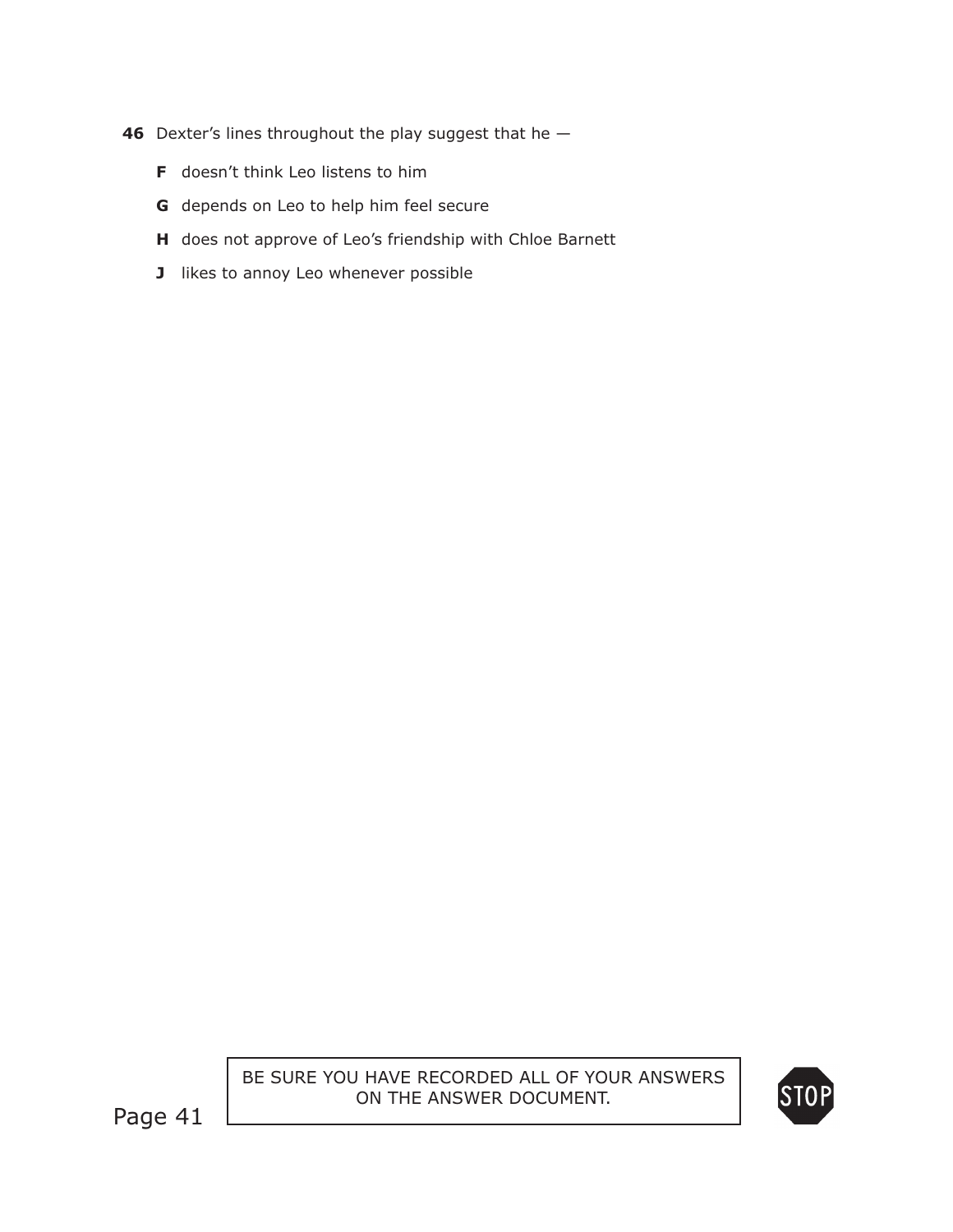**46** Dexter's lines throughout the play suggest that he —

**F** doesn't think Leo listens to him

**G** depends on Leo to help him feel secure

**H** does not approve of Leo's friendship with Chloe Barnett

**J** likes to annoy Leo whenever possible

BE SURE YOU HAVE RECORDED ALL OF YOUR ANSWERS ON THE ANSWER DOCUMENT.

STOP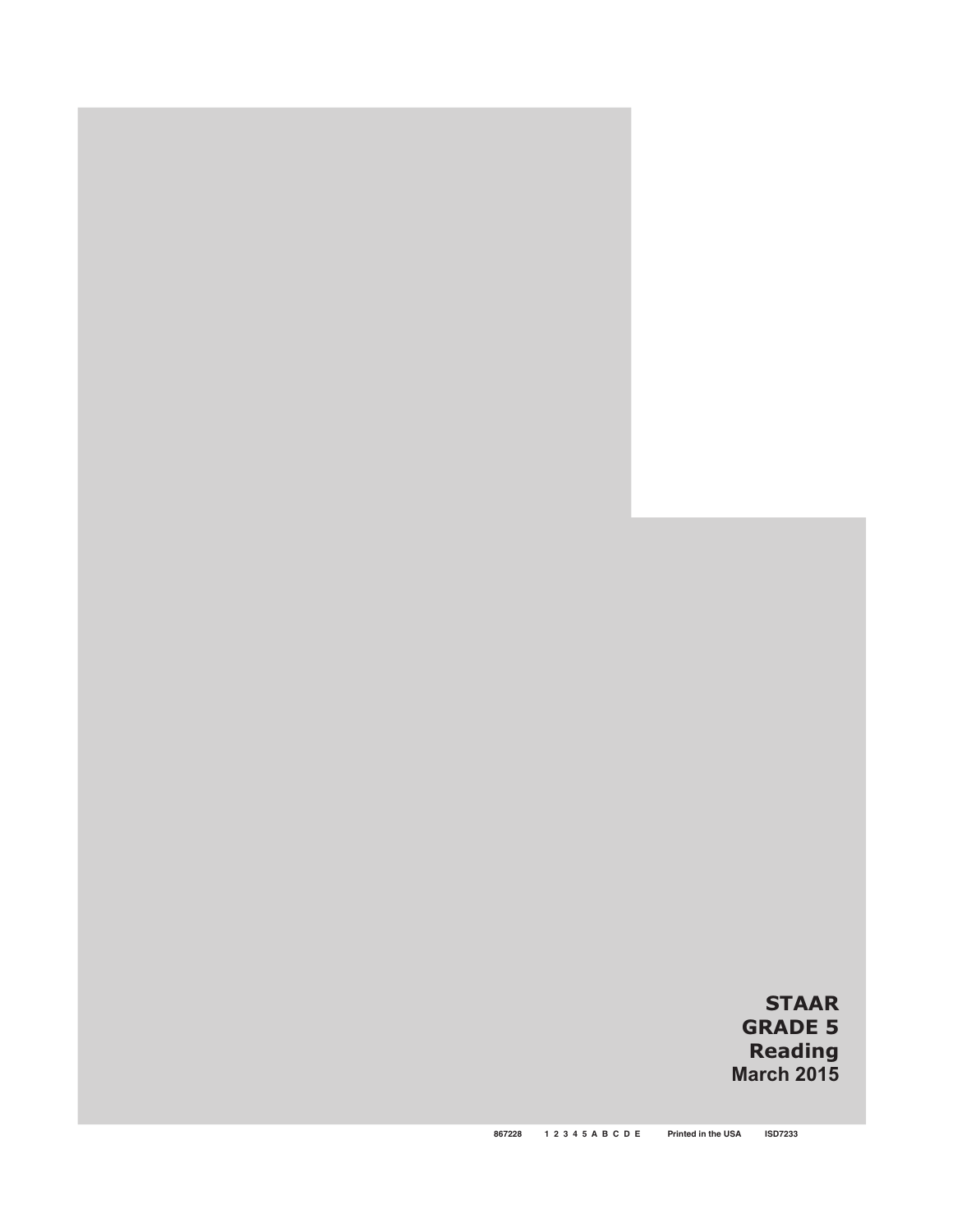**STAAR**
**GRADE 5**
**Reading**
**March 2015**

867228 1 2 3 4 5 A B C D E Printed in the USA ISD7233